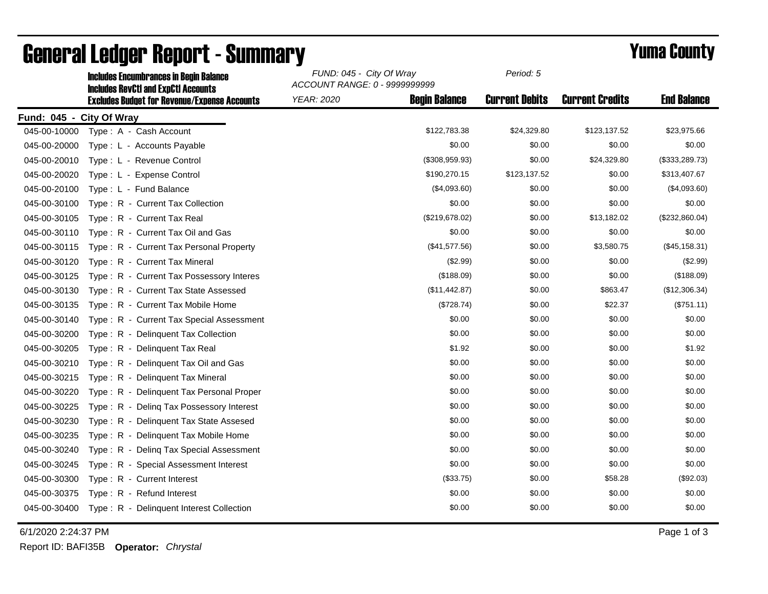# General Ledger Report - Summary

## Yuma County

**Includes Encumbrances in Begin Balance**
**Includes RevCtl and ExpCtl Accounts**
**Excludes Budget for Revenue/Expense Accounts**

*FUND: 045 - City Of Wray*
*ACCOUNT RANGE: 0 - 9999999999*
*YEAR: 2020*
*Period: 5*

**Fund: 045 - City Of Wray**

| Account | Description | Begin Balance | Current Debits | Current Credits | End Balance |
|---|---|---|---|---|---|
| 045-00-10000 | Type : A - Cash Account | $122,783.38 | $24,329.80 | $123,137.52 | $23,975.66 |
| 045-00-20000 | Type : L - Accounts Payable | $0.00 | $0.00 | $0.00 | $0.00 |
| 045-00-20010 | Type : L - Revenue Control | ($308,959.93) | $0.00 | $24,329.80 | ($333,289.73) |
| 045-00-20020 | Type : L - Expense Control | $190,270.15 | $123,137.52 | $0.00 | $313,407.67 |
| 045-00-20100 | Type : L - Fund Balance | ($4,093.60) | $0.00 | $0.00 | ($4,093.60) |
| 045-00-30100 | Type : R - Current Tax Collection | $0.00 | $0.00 | $0.00 | $0.00 |
| 045-00-30105 | Type : R - Current Tax Real | ($219,678.02) | $0.00 | $13,182.02 | ($232,860.04) |
| 045-00-30110 | Type : R - Current Tax Oil and Gas | $0.00 | $0.00 | $0.00 | $0.00 |
| 045-00-30115 | Type : R - Current Tax Personal Property | ($41,577.56) | $0.00 | $3,580.75 | ($45,158.31) |
| 045-00-30120 | Type : R - Current Tax Mineral | ($2.99) | $0.00 | $0.00 | ($2.99) |
| 045-00-30125 | Type : R - Current Tax Possessory Interes | ($188.09) | $0.00 | $0.00 | ($188.09) |
| 045-00-30130 | Type : R - Current Tax State Assessed | ($11,442.87) | $0.00 | $863.47 | ($12,306.34) |
| 045-00-30135 | Type : R - Current Tax Mobile Home | ($728.74) | $0.00 | $22.37 | ($751.11) |
| 045-00-30140 | Type : R - Current Tax Special Assessment | $0.00 | $0.00 | $0.00 | $0.00 |
| 045-00-30200 | Type : R - Delinquent Tax Collection | $0.00 | $0.00 | $0.00 | $0.00 |
| 045-00-30205 | Type : R - Delinquent Tax Real | $1.92 | $0.00 | $0.00 | $1.92 |
| 045-00-30210 | Type : R - Delinquent Tax Oil and Gas | $0.00 | $0.00 | $0.00 | $0.00 |
| 045-00-30215 | Type : R - Delinquent Tax Mineral | $0.00 | $0.00 | $0.00 | $0.00 |
| 045-00-30220 | Type : R - Delinquent Tax Personal Proper | $0.00 | $0.00 | $0.00 | $0.00 |
| 045-00-30225 | Type : R - Delinq Tax Possessory Interest | $0.00 | $0.00 | $0.00 | $0.00 |
| 045-00-30230 | Type : R - Delinquent Tax State Assesed | $0.00 | $0.00 | $0.00 | $0.00 |
| 045-00-30235 | Type : R - Delinquent Tax Mobile Home | $0.00 | $0.00 | $0.00 | $0.00 |
| 045-00-30240 | Type : R - Delinq Tax Special Assessment | $0.00 | $0.00 | $0.00 | $0.00 |
| 045-00-30245 | Type : R - Special Assessment Interest | $0.00 | $0.00 | $0.00 | $0.00 |
| 045-00-30300 | Type : R - Current Interest | ($33.75) | $0.00 | $58.28 | ($92.03) |
| 045-00-30375 | Type : R - Refund Interest | $0.00 | $0.00 | $0.00 | $0.00 |
| 045-00-30400 | Type : R - Delinquent Interest Collection | $0.00 | $0.00 | $0.00 | $0.00 |

6/1/2020 2:24:37 PM

Report ID: BAFI35B **Operator:** *Chrystal*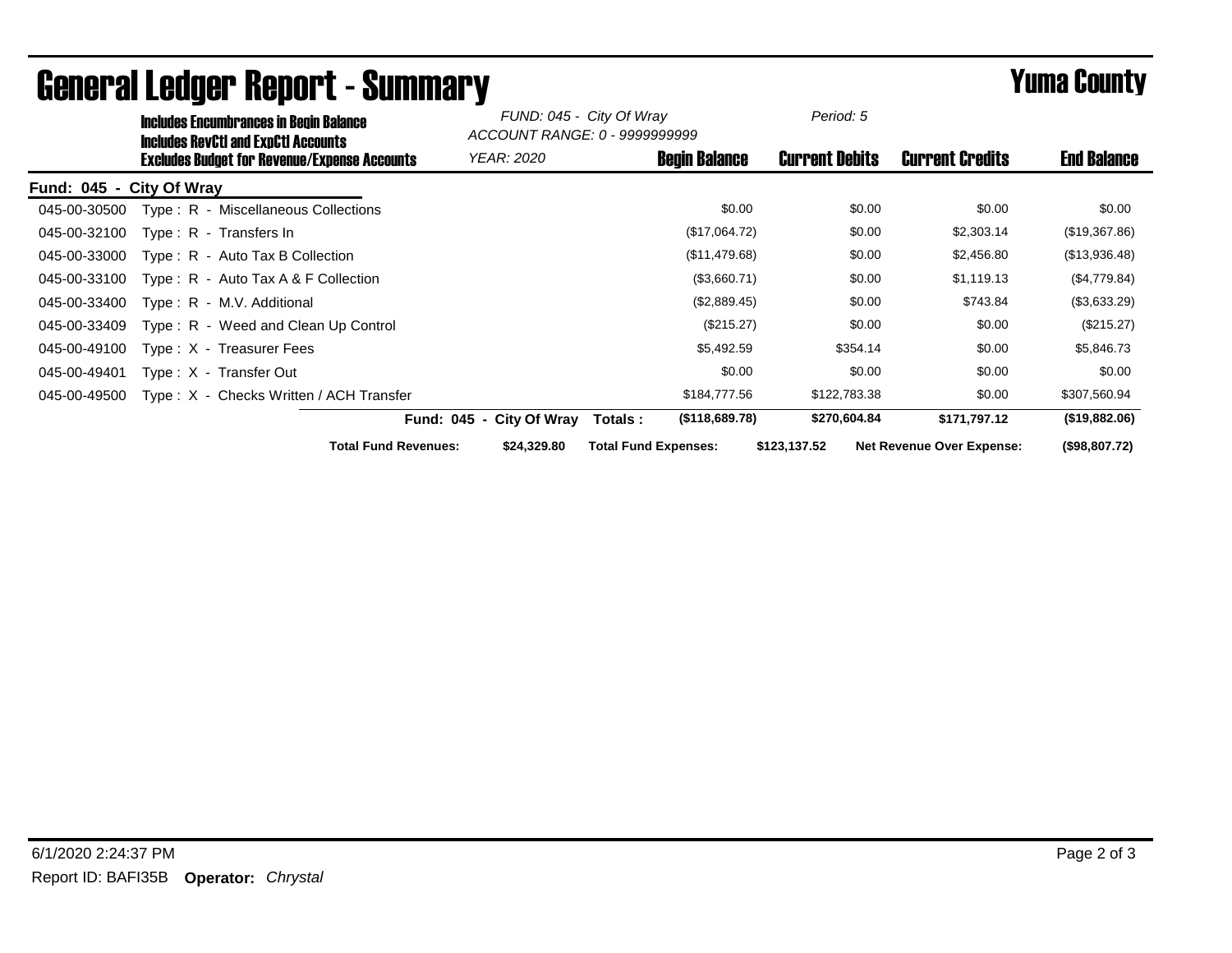# General Ledger Report - Summary

## Yuma County

**Includes Encumbrances in Begin Balance**
**Includes RevCtl and ExpCtl Accounts**
**Excludes Budget for Revenue/Expense Accounts**

*FUND: 045 - City Of Wray*
*ACCOUNT RANGE: 0 - 9999999999*
*YEAR: 2020*
*Period: 5*

**Fund: 045 - City Of Wray**

| Account | Description | Begin Balance | Current Debits | Current Credits | End Balance |
|---|---|---|---|---|---|
| 045-00-30500 | Type : R - Miscellaneous Collections | $0.00 | $0.00 | $0.00 | $0.00 |
| 045-00-32100 | Type : R - Transfers In | ($17,064.72) | $0.00 | $2,303.14 | ($19,367.86) |
| 045-00-33000 | Type : R - Auto Tax B Collection | ($11,479.68) | $0.00 | $2,456.80 | ($13,936.48) |
| 045-00-33100 | Type : R - Auto Tax A & F Collection | ($3,660.71) | $0.00 | $1,119.13 | ($4,779.84) |
| 045-00-33400 | Type : R - M.V. Additional | ($2,889.45) | $0.00 | $743.84 | ($3,633.29) |
| 045-00-33409 | Type : R - Weed and Clean Up Control | ($215.27) | $0.00 | $0.00 | ($215.27) |
| 045-00-49100 | Type : X - Treasurer Fees | $5,492.59 | $354.14 | $0.00 | $5,846.73 |
| 045-00-49401 | Type : X - Transfer Out | $0.00 | $0.00 | $0.00 | $0.00 |
| 045-00-49500 | Type : X - Checks Written / ACH Transfer | $184,777.56 | $122,783.38 | $0.00 | $307,560.94 |
| | **Fund: 045 - City Of Wray Totals :** | **($118,689.78)** | **$270,604.84** | **$171,797.12** | **($19,882.06)** |

**Total Fund Revenues:** $24,329.80 **Total Fund Expenses:** $123,137.52 **Net Revenue Over Expense:** ($98,807.72)

6/1/2020 2:24:37 PM
Report ID: BAFI35B **Operator:** *Chrystal*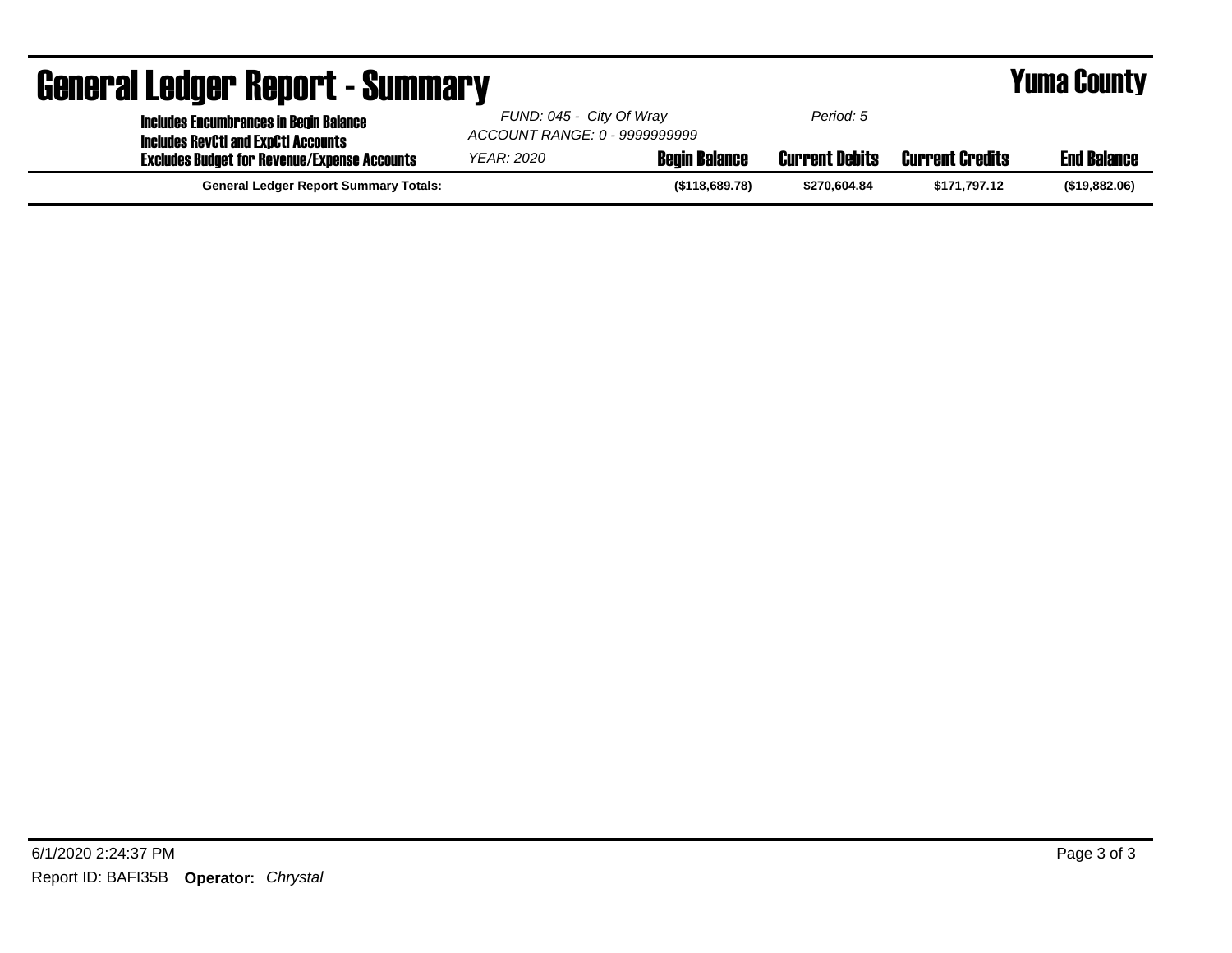# General Ledger Report - Summary

**Yuma County**

Includes Encumbrances in Begin Balance
Includes RevCtl and ExpCtl Accounts
Excludes Budget for Revenue/Expense Accounts

*FUND: 045 - City Of Wray*
*ACCOUNT RANGE: 0 - 9999999999*
*YEAR: 2020*

*Period: 5*

| | Begin Balance | Current Debits | Current Credits | End Balance |
|---|---|---|---|---|
| **General Ledger Report Summary Totals:** | **($118,689.78)** | **$270,604.84** | **$171,797.12** | **($19,882.06)** |

6/1/2020 2:24:37 PM

Report ID: BAFI35B **Operator:** *Chrystal*